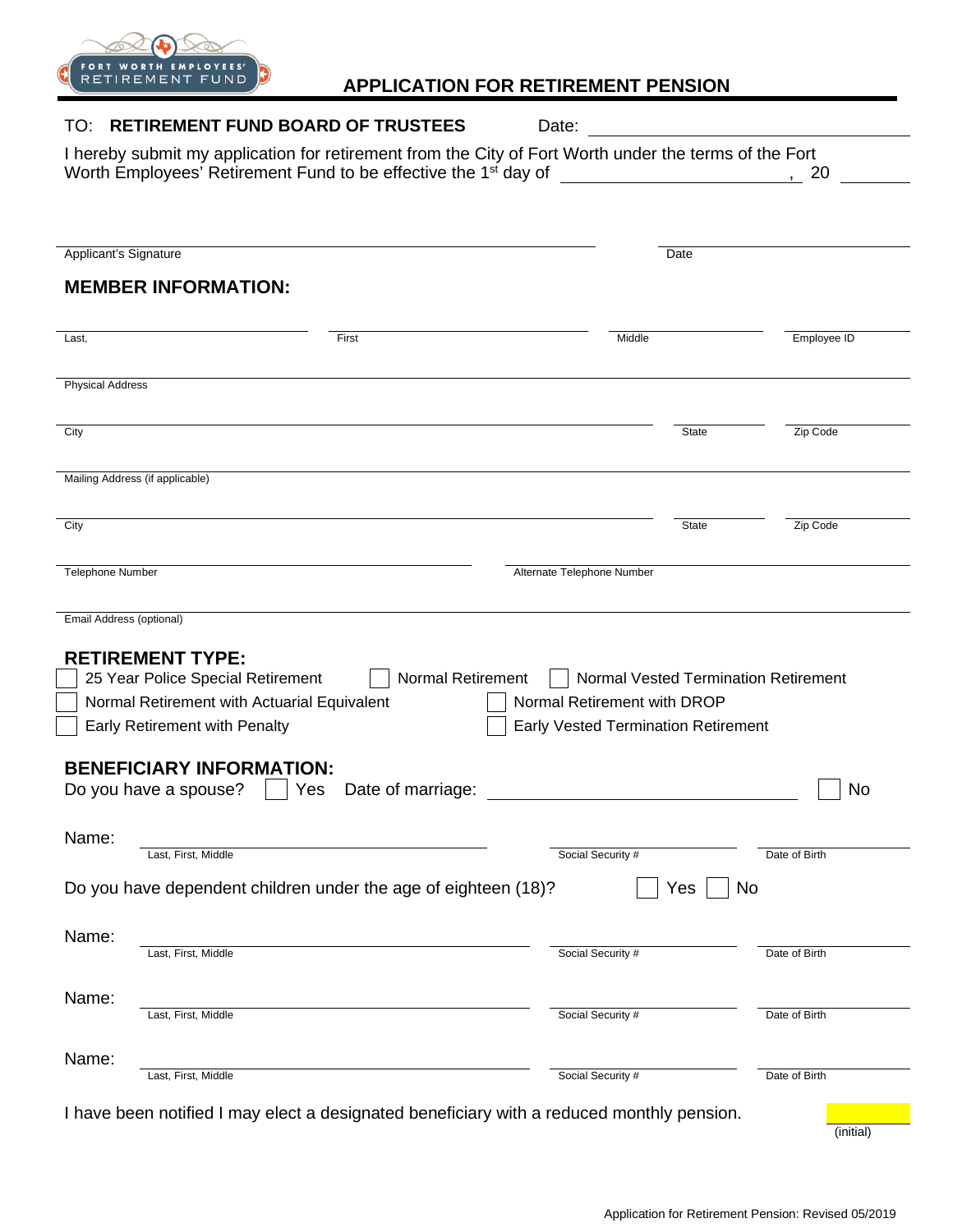FORT WORTH EMPLOYEES' RETIREMENT FUND

# APPLICATION FOR RETIREMENT PENSION

TO: **RETIREMENT FUND BOARD OF TRUSTEES** Date: ______________________

I hereby submit my application for retirement from the City of Fort Worth under the terms of the Fort Worth Employees' Retirement Fund to be effective the 1st day of ______________________, 20 ______

______________________________________ ______________________
Applicant's Signature Date

## MEMBER INFORMATION:

Last, ____________ First ____________ Middle ____________ Employee ID ____________

Physical Address ______________________________________

City ____________________ State ________ Zip Code ________

Mailing Address (if applicable) ______________________________________

City ____________________ State ________ Zip Code ________

Telephone Number ____________________ Alternate Telephone Number ____________________

Email Address (optional) ______________________________________

## RETIREMENT TYPE:

- ☐ 25 Year Police Special Retirement
- ☐ Normal Retirement
- ☐ Normal Vested Termination Retirement
- ☐ Normal Retirement with Actuarial Equivalent
- ☐ Normal Retirement with DROP
- ☐ Early Retirement with Penalty
- ☐ Early Vested Termination Retirement

## BENEFICIARY INFORMATION:

Do you have a spouse? ☐ Yes Date of marriage: ______________________ ☐ No

Name: ______________________ ____________________ ____________________
Last, First, Middle Social Security # Date of Birth

Do you have dependent children under the age of eighteen (18)? ☐ Yes ☐ No

Name: ______________________ ____________________ ____________________
Last, First, Middle Social Security # Date of Birth

Name: ______________________ ____________________ ____________________
Last, First, Middle Social Security # Date of Birth

Name: ______________________ ____________________ ____________________
Last, First, Middle Social Security # Date of Birth

I have been notified I may elect a designated beneficiary with a reduced monthly pension. ________ (initial)

Application for Retirement Pension: Revised 05/2019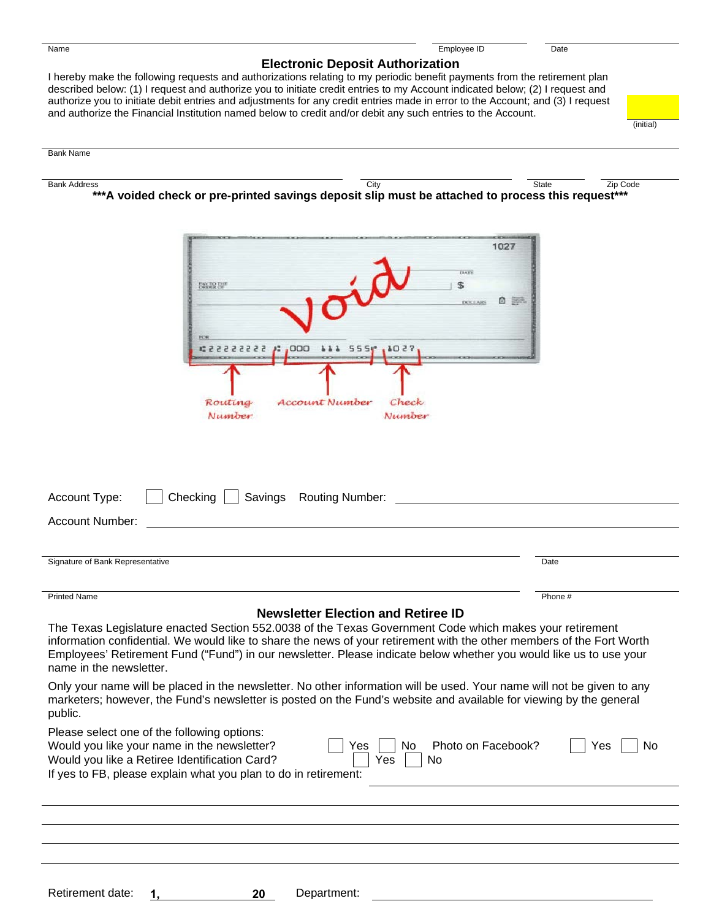Name　　　　　　　　　　　　　　　　　　　　　　Employee ID　　　　　Date

## Electronic Deposit Authorization

I hereby make the following requests and authorizations relating to my periodic benefit payments from the retirement plan described below: (1) I request and authorize you to initiate credit entries to my Account indicated below; (2) I request and authorize you to initiate debit entries and adjustments for any credit entries made in error to the Account; and (3) I request and authorize the Financial Institution named below to credit and/or debit any such entries to the Account.

(initial)

Bank Name

Bank Address　　　　　　　　　　　　　　City　　　　　　　State　　　　Zip Code

**\*\*\*A voided check or pre-printed savings deposit slip must be attached to process this request\*\*\***

1027

PAY TO THE ORDER OF　　　　DATE　　$

DOLLARS

FOR

Void

⑆222222222⑆ 000 111 555⑈ 1027

Routing Number　　Account Number　　Check Number

Account Type: ☐ Checking ☐ Savings　Routing Number: ______________________

Account Number: ______________________________________________

Signature of Bank Representative　　　　　　　　　　　　　　　　Date

Printed Name　　　　　　　　　　　　　　　　　　　　　　　　　Phone #

## Newsletter Election and Retiree ID

The Texas Legislature enacted Section 552.0038 of the Texas Government Code which makes your retirement information confidential. We would like to share the news of your retirement with the other members of the Fort Worth Employees' Retirement Fund ("Fund") in our newsletter. Please indicate below whether you would like us to use your name in the newsletter.

Only your name will be placed in the newsletter. No other information will be used. Your name will not be given to any marketers; however, the Fund's newsletter is posted on the Fund's website and available for viewing by the general public.

Please select one of the following options:

Would you like your name in the newsletter? ☐ Yes ☐ No　Photo on Facebook? ☐ Yes ☐ No

Would you like a Retiree Identification Card? ☐ Yes ☐ No

If yes to FB, please explain what you plan to do in retirement: ______________________

______________________________________________

______________________________________________

______________________________________________

______________________________________________

Retirement date: **1,** ____________ **20** ____　Department: ______________________